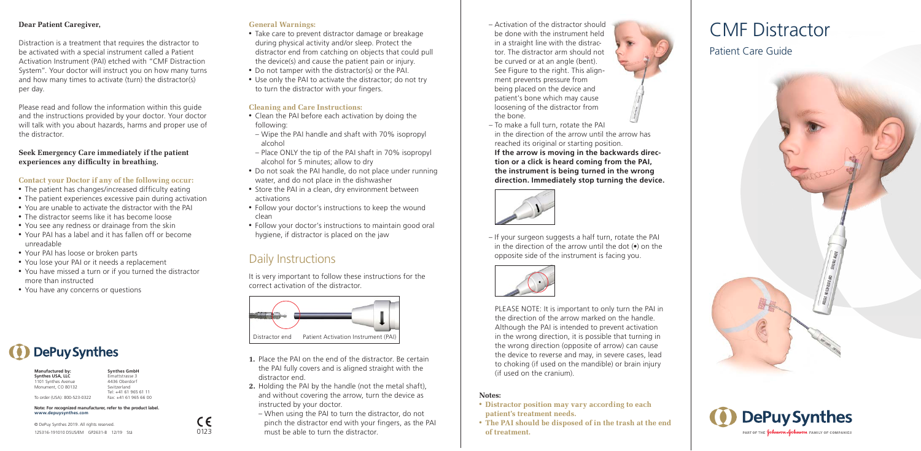# CMF Distractor

## Patient Care Guide

**Dear Patient Caregiver,**

Distraction is a treatment that requires the distractor to be activated with a special instrument called a Patient Activation Instrument (PAI) etched with "CMF Distraction System". Your doctor will instruct you on how many turns and how many times to activate (turn) the distractor(s) per day.

Please read and follow the information within this guide and the instructions provided by your doctor. Your doctor will talk with you about hazards, harms and proper use of the distractor.

**Seek Emergency Care immediately if the patient experiences any difficulty in breathing.**

### Contact your Doctor if any of the following occur:

- The patient has changes/increased difficulty eating
- The patient experiences excessive pain during activation
- You are unable to activate the distractor with the PAI
- The distractor seems like it has become loose
- You see any redness or drainage from the skin
- Your PAI has a label and it has fallen off or become unreadable
- Your PAI has loose or broken parts
- You lose your PAI or it needs a replacement
- You have missed a turn or if you turned the distractor more than instructed
- You have any concerns or questions

### General Warnings:

- Take care to prevent distractor damage or breakage during physical activity and/or sleep. Protect the distractor end from catching on objects that could pull the device(s) and cause the patient pain or injury.
- Do not tamper with the distractor(s) or the PAI.
- Use only the PAI to activate the distractor; do not try to turn the distractor with your fingers.

### Cleaning and Care Instructions:

- Clean the PAI before each activation by doing the following:
  - Wipe the PAI handle and shaft with 70% isopropyl alcohol
  - Place ONLY the tip of the PAI shaft in 70% isopropyl alcohol for 5 minutes; allow to dry
- Do not soak the PAI handle, do not place under running water, and do not place in the dishwasher
- Store the PAI in a clean, dry environment between activations
- Follow your doctor's instructions to keep the wound clean
- Follow your doctor's instructions to maintain good oral hygiene, if distractor is placed on the jaw

## Daily Instructions

It is very important to follow these instructions for the correct activation of the distractor.

Distractor end — Patient Activation Instrument (PAI)

1. Place the PAI on the end of the distractor. Be certain the PAI fully covers and is aligned straight with the distractor end.
2. Holding the PAI by the handle (not the metal shaft), and without covering the arrow, turn the device as instructed by your doctor.
   - When using the PAI to turn the distractor, do not pinch the distractor end with your fingers, as the PAI must be able to turn the distractor.
   - Activation of the distractor should be done with the instrument held in a straight line with the distractor. The distractor arm should not be curved or at an angle (bent). See Figure to the right. This alignment prevents pressure from being placed on the device and patient's bone which may cause loosening of the distractor from the bone.
   - To make a full turn, rotate the PAI in the direction of the arrow until the arrow has reached its original or starting position. **If the arrow is moving in the backwards direction or a click is heard coming from the PAI, the instrument is being turned in the wrong direction. Immediately stop turning the device.**
   - If your surgeon suggests a half turn, rotate the PAI in the direction of the arrow until the dot (•) on the opposite side of the instrument is facing you.

PLEASE NOTE: It is important to only turn the PAI in the direction of the arrow marked on the handle. Although the PAI is intended to prevent activation in the wrong direction, it is possible that turning in the wrong direction (opposite of arrow) can cause the device to reverse and may, in severe cases, lead to choking (if used on the mandible) or brain injury (if used on the cranium).

### Notes:

- **Distractor position may vary according to each patient's treatment needs.**
- **The PAI should be disposed of in the trash at the end of treatment.**

DePuy Synthes

| **Manufactured by:** | **Synthes GmbH** |
|---|---|
| **Synthes USA, LLC** | Eimattstrasse 3 |
| 1101 Synthes Avenue | 4436 Oberdorf |
| Monument, CO 80132 | Switzerland |
| | Tel: +41 61 965 61 11 |
| To order (USA): 800-523-0322 | Fax: +41 61 965 66 00 |

**Note: For recognized manufacturer, refer to the product label.**
**www.depuysynthes.com**

© DePuy Synthes 2019. All rights reserved.
125316-191010 DSUS/EM GP2631-B 12/19 Stä

CE 0123

DePuy Synthes — PART OF THE Johnson & Johnson FAMILY OF COMPANIES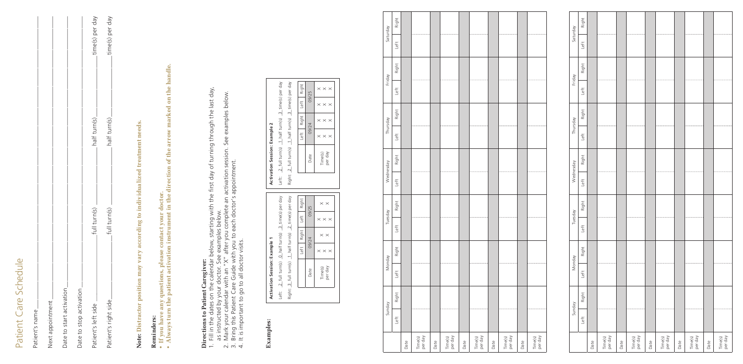# Patient Care Schedule

Patient's name ____________________

Next appointment ____________________

Date to start activation ____________________

Date to stop activation ____________________

Patient's left side ________ full turn(s) ________ half turn(s) ________ time(s) per day

Patient's right side ________ full turn(s) ________ half turn(s) ________ time(s) per day

**Note: Distractor position may vary according to individualized treatment needs.**

**Reminders:**

- **If you have any questions, please contact your doctor.**
- **Always turn the patient activation instrument in the direction of the arrow marked on the handle.**

**Directions to Patient Caregiver:**

1. Fill in the dates on the calendar below, starting with the first day of turning through the last day, as instructed by your doctor. See examples below.
2. Mark your calendar with an "X" after you complete an activation session. See examples below.
3. Bring this Patient Care Guide with you to each doctor's appointment.
4. It is important to go to all doctor visits.

**Examples:**

**Activation Session: Example 1**

Left: 2 full turn(s) 0 half turn(s) 3 time(s) per day

Right: 3 full turn(s) 1 half turn(s) 2 time(s) per day

| | Left | Right | Left | Right |
|---|---|---|---|---|
| Date | 09/24 | | 09/25 | |
| Time(s) per day | X X X | X X | X X X | X X |

**Activation Session: Example 2**

Left: 2 full turn(s) 1 half turn(s) 3 time(s) per day

Right: 2 full turn(s) 1 half turn(s) 3 time(s) per day

| | Left | Right | Left | Right |
|---|---|---|---|---|
| Date | 09/24 | | 09/25 | |
| Time(s) per day | X X X | X X X | X X X | X X X |

| | Sunday | | Monday | | Tuesday | | Wednesday | | Thursday | | Friday | | Saturday | |
|---|---|---|---|---|---|---|---|---|---|---|---|---|---|---|
| | Left | Right | Left | Right | Left | Right | Left | Right | Left | Right | Left | Right | Left | Right |
| Date | | | | | | | | | | | | | | |
| Time(s) per day | | | | | | | | | | | | | | |
| Date | | | | | | | | | | | | | | |
| Time(s) per day | | | | | | | | | | | | | | |
| Date | | | | | | | | | | | | | | |
| Time(s) per day | | | | | | | | | | | | | | |
| Date | | | | | | | | | | | | | | |
| Time(s) per day | | | | | | | | | | | | | | |
| Date | | | | | | | | | | | | | | |
| Time(s) per day | | | | | | | | | | | | | | |

| | Sunday | | Monday | | Tuesday | | Wednesday | | Thursday | | Friday | | Saturday | |
|---|---|---|---|---|---|---|---|---|---|---|---|---|---|---|
| | Left | Right | Left | Right | Left | Right | Left | Right | Left | Right | Left | Right | Left | Right |
| Date | | | | | | | | | | | | | | |
| Time(s) per day | | | | | | | | | | | | | | |
| Date | | | | | | | | | | | | | | |
| Time(s) per day | | | | | | | | | | | | | | |
| Date | | | | | | | | | | | | | | |
| Time(s) per day | | | | | | | | | | | | | | |
| Date | | | | | | | | | | | | | | |
| Time(s) per day | | | | | | | | | | | | | | |
| Date | | | | | | | | | | | | | | |
| Time(s) per day | | | | | | | | | | | | | | |